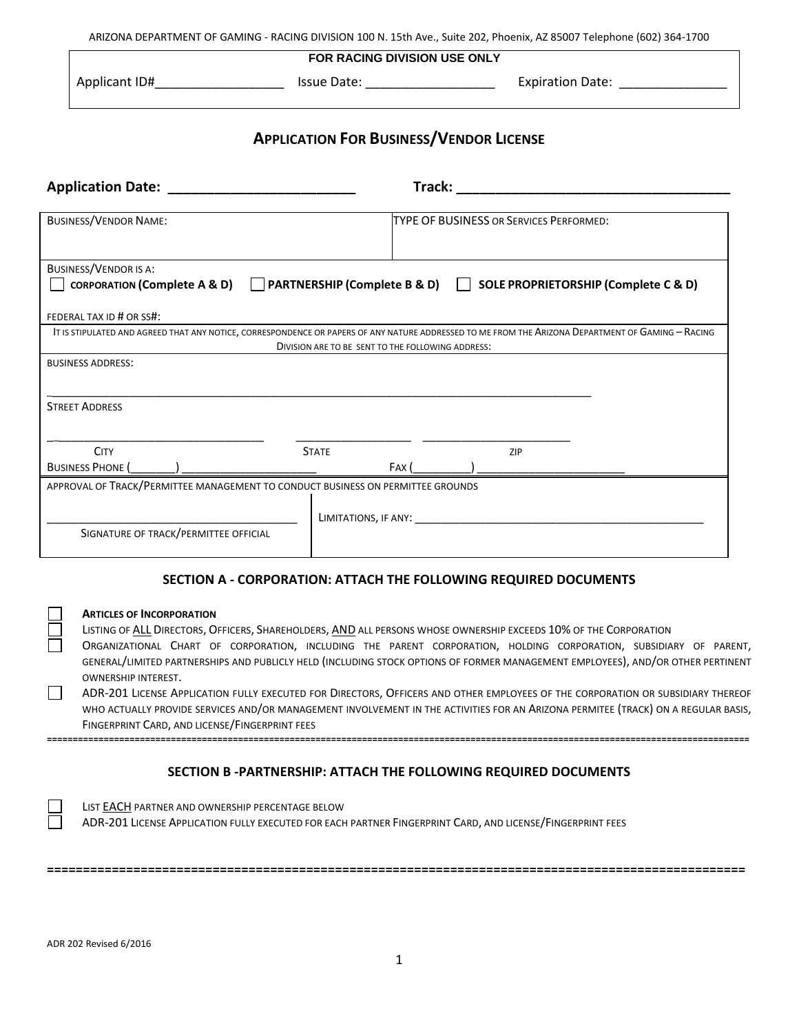ARIZONA DEPARTMENT OF GAMING - RACING DIVISION 100 N. 15th Ave., Suite 202, Phoenix, AZ 85007 Telephone (602) 364-1700

**FOR RACING DIVISION USE ONLY**

Applicant ID#__________________ Issue Date: __________________ Expiration Date: _______________

# APPLICATION FOR BUSINESS/VENDOR LICENSE

**Application Date: ________________________** **Track: ___________________________________**

| BUSINESS/VENDOR NAME: | TYPE OF BUSINESS OR SERVICES PERFORMED: |
|---|---|

BUSINESS/VENDOR IS A:
☐ **CORPORATION (Complete A & D)** ☐ **PARTNERSHIP (Complete B & D)** ☐ **SOLE PROPRIETORSHIP (Complete C & D)**

FEDERAL TAX ID # OR SS#:

IT IS STIPULATED AND AGREED THAT ANY NOTICE, CORRESPONDENCE OR PAPERS OF ANY NATURE ADDRESSED TO ME FROM THE ARIZONA DEPARTMENT OF GAMING – RACING DIVISION ARE TO BE SENT TO THE FOLLOWING ADDRESS:

BUSINESS ADDRESS:

_______________________________________________________________________________________
STREET ADDRESS

_________________________________ __________________ _______________________
CITY STATE ZIP

BUSINESS PHONE (________) _______________________ FAX (_________) ________________________

APPROVAL OF TRACK/PERMITTEE MANAGEMENT TO CONDUCT BUSINESS ON PERMITTEE GROUNDS

| _______________________________________ SIGNATURE OF TRACK/PERMITTEE OFFICIAL | LIMITATIONS, IF ANY: _______________________________________________ |
|---|---|

## SECTION A - CORPORATION: ATTACH THE FOLLOWING REQUIRED DOCUMENTS

- ☐ **ARTICLES OF INCORPORATION**
- ☐ LISTING OF ALL DIRECTORS, OFFICERS, SHAREHOLDERS, AND ALL PERSONS WHOSE OWNERSHIP EXCEEDS 10% OF THE CORPORATION
- ☐ ORGANIZATIONAL CHART OF CORPORATION, INCLUDING THE PARENT CORPORATION, HOLDING CORPORATION, SUBSIDIARY OF PARENT, GENERAL/LIMITED PARTNERSHIPS AND PUBLICLY HELD (INCLUDING STOCK OPTIONS OF FORMER MANAGEMENT EMPLOYEES), AND/OR OTHER PERTINENT OWNERSHIP INTEREST.
- ☐ ADR-201 LICENSE APPLICATION FULLY EXECUTED FOR DIRECTORS, OFFICERS AND OTHER EMPLOYEES OF THE CORPORATION OR SUBSIDIARY THEREOF WHO ACTUALLY PROVIDE SERVICES AND/OR MANAGEMENT INVOLVEMENT IN THE ACTIVITIES FOR AN ARIZONA PERMITEE (TRACK) ON A REGULAR BASIS, FINGERPRINT CARD, AND LICENSE/FINGERPRINT FEES

## SECTION B -PARTNERSHIP: ATTACH THE FOLLOWING REQUIRED DOCUMENTS

- ☐ LIST EACH PARTNER AND OWNERSHIP PERCENTAGE BELOW
- ☐ ADR-201 LICENSE APPLICATION FULLY EXECUTED FOR EACH PARTNER FINGERPRINT CARD, AND LICENSE/FINGERPRINT FEES

ADR 202 Revised 6/2016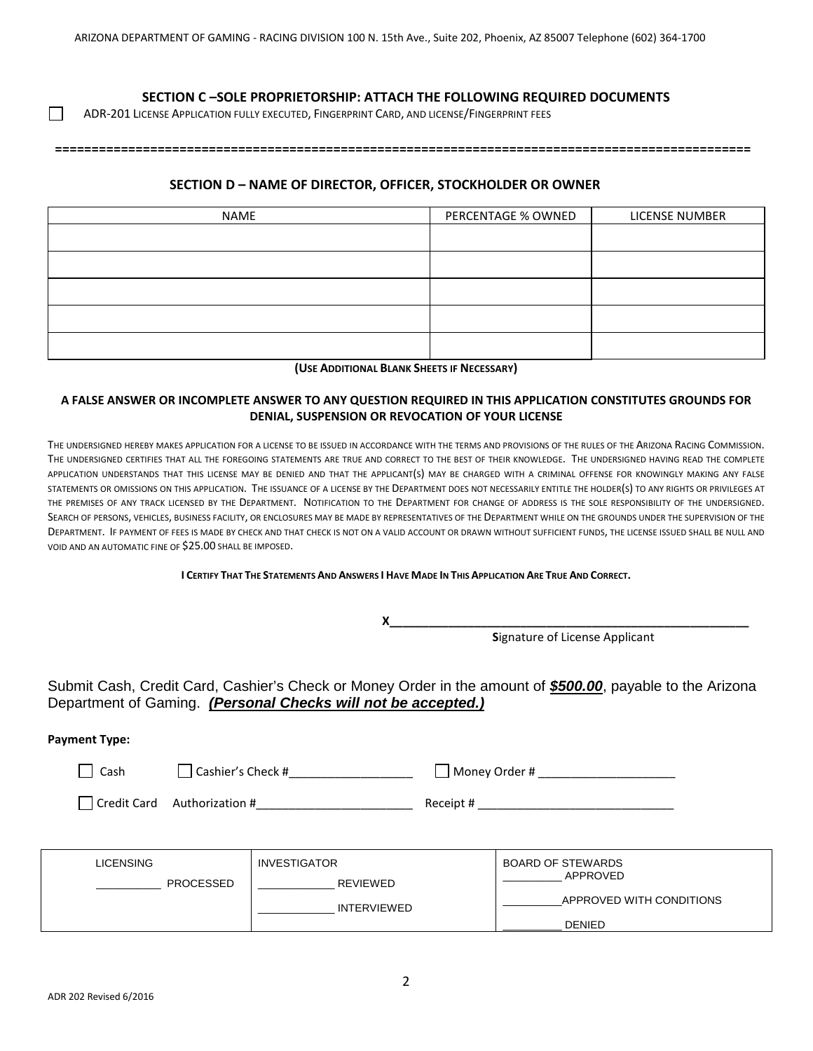ARIZONA DEPARTMENT OF GAMING - RACING DIVISION 100 N. 15th Ave., Suite 202, Phoenix, AZ 85007 Telephone (602) 364-1700

## SECTION C –SOLE PROPRIETORSHIP: ATTACH THE FOLLOWING REQUIRED DOCUMENTS

☐ ADR-201 License Application fully executed, Fingerprint Card, and license/Fingerprint fees

==========================================================================================

## SECTION D – NAME OF DIRECTOR, OFFICER, STOCKHOLDER OR OWNER

| NAME | PERCENTAGE % OWNED | LICENSE NUMBER |
|---|---|---|
| | | |
| | | |
| | | |
| | | |
| | | |

**(Use Additional Blank Sheets if Necessary)**

**A FALSE ANSWER OR INCOMPLETE ANSWER TO ANY QUESTION REQUIRED IN THIS APPLICATION CONSTITUTES GROUNDS FOR DENIAL, SUSPENSION OR REVOCATION OF YOUR LICENSE**

The undersigned hereby makes application for a license to be issued in accordance with the terms and provisions of the rules of the Arizona Racing Commission. The undersigned certifies that all the foregoing statements are true and correct to the best of their knowledge. The undersigned having read the complete application understands that this license may be denied and that the applicant(s) may be charged with a criminal offense for knowingly making any false statements or omissions on this application. The issuance of a license by the Department does not necessarily entitle the holder(s) to any rights or privileges at the premises of any track licensed by the Department. Notification to the Department for change of address is the sole responsibility of the undersigned. Search of persons, vehicles, business facility, or enclosures may be made by representatives of the Department while on the grounds under the supervision of the Department. If payment of fees is made by check and that check is not on a valid account or drawn without sufficient funds, the license issued shall be null and void and an automatic fine of $25.00 shall be imposed.

**I Certify That The Statements And Answers I Have Made In This Application Are True And Correct.**

**X**_______________________________________________

**S**ignature of License Applicant

Submit Cash, Credit Card, Cashier's Check or Money Order in the amount of ***$500.00***, payable to the Arizona Department of Gaming. ***(Personal Checks will not be accepted.)***

**Payment Type:**

☐ Cash ☐ Cashier's Check #__________________ ☐ Money Order # ____________________

☐ Credit Card Authorization #_______________________ Receipt # _____________________________

| LICENSING | INVESTIGATOR | BOARD OF STEWARDS |
|---|---|---|
| __________ PROCESSED | ____________ REVIEWED<br>____________ INTERVIEWED | _________ APPROVED<br>_________APPROVED WITH CONDITIONS<br>_________ DENIED |

ADR 202 Revised 6/2016